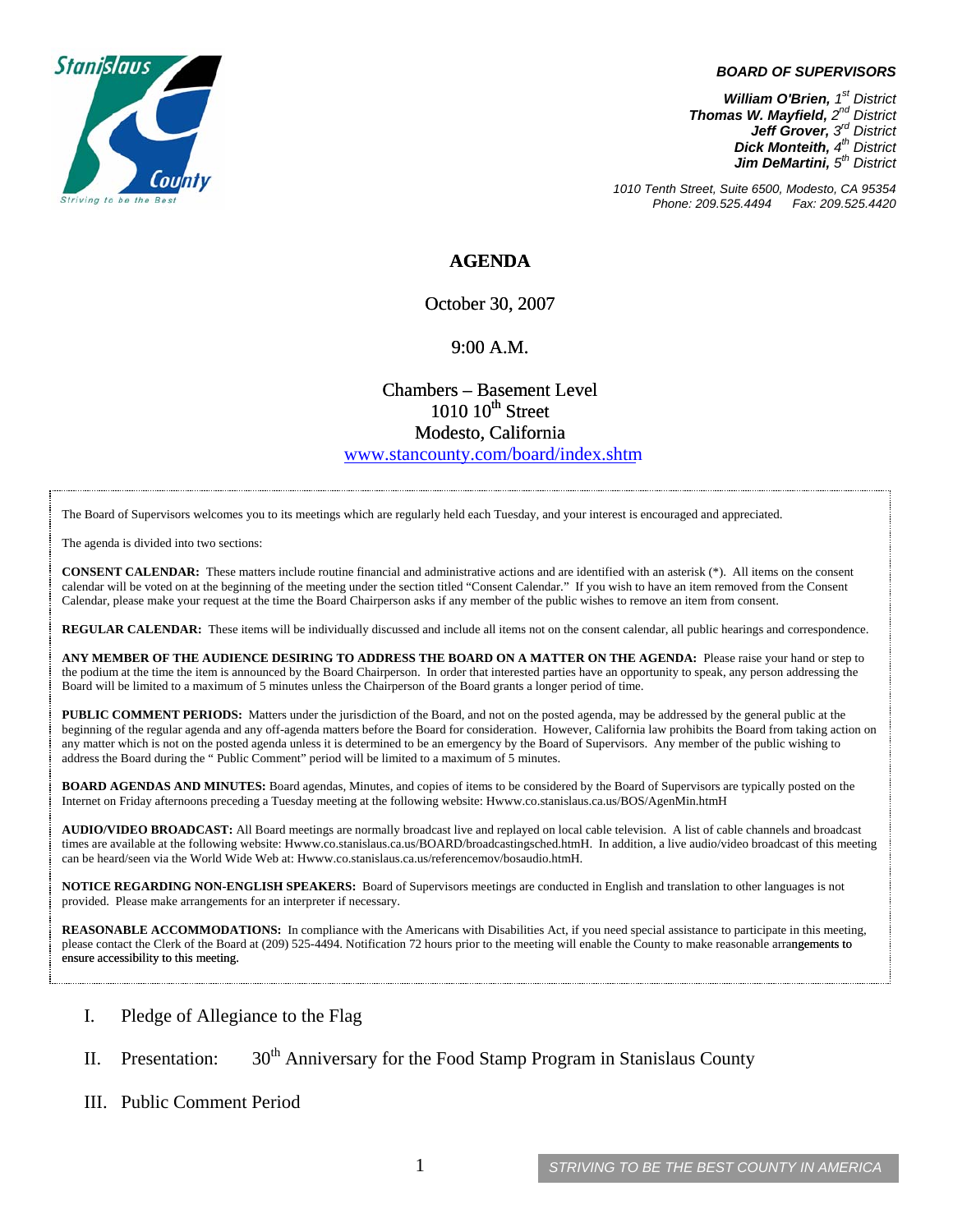Stanislaus County
Striving to be the Best

***BOARD OF SUPERVISORS***

***William O'Brien**, 1st District*
***Thomas W. Mayfield**, 2nd District*
***Jeff Grover**, 3rd District*
***Dick Monteith**, 4th District*
***Jim DeMartini**, 5th District*

*1010 Tenth Street, Suite 6500, Modesto, CA 95354*
*Phone: 209.525.4494 Fax: 209.525.4420*

# AGENDA

October 30, 2007

9:00 A.M.

Chambers – Basement Level
1010 10th Street
Modesto, California
www.stancounty.com/board/index.shtm

The Board of Supervisors welcomes you to its meetings which are regularly held each Tuesday, and your interest is encouraged and appreciated.

The agenda is divided into two sections:

**CONSENT CALENDAR:** These matters include routine financial and administrative actions and are identified with an asterisk (*). All items on the consent calendar will be voted on at the beginning of the meeting under the section titled "Consent Calendar." If you wish to have an item removed from the Consent Calendar, please make your request at the time the Board Chairperson asks if any member of the public wishes to remove an item from consent.

**REGULAR CALENDAR:** These items will be individually discussed and include all items not on the consent calendar, all public hearings and correspondence.

**ANY MEMBER OF THE AUDIENCE DESIRING TO ADDRESS THE BOARD ON A MATTER ON THE AGENDA:** Please raise your hand or step to the podium at the time the item is announced by the Board Chairperson. In order that interested parties have an opportunity to speak, any person addressing the Board will be limited to a maximum of 5 minutes unless the Chairperson of the Board grants a longer period of time.

**PUBLIC COMMENT PERIODS:** Matters under the jurisdiction of the Board, and not on the posted agenda, may be addressed by the general public at the beginning of the regular agenda and any off-agenda matters before the Board for consideration. However, California law prohibits the Board from taking action on any matter which is not on the posted agenda unless it is determined to be an emergency by the Board of Supervisors. Any member of the public wishing to address the Board during the " Public Comment" period will be limited to a maximum of 5 minutes.

**BOARD AGENDAS AND MINUTES:** Board agendas, Minutes, and copies of items to be considered by the Board of Supervisors are typically posted on the Internet on Friday afternoons preceding a Tuesday meeting at the following website: Hwww.co.stanislaus.ca.us/BOS/AgenMin.htmH

**AUDIO/VIDEO BROADCAST:** All Board meetings are normally broadcast live and replayed on local cable television. A list of cable channels and broadcast times are available at the following website: Hwww.co.stanislaus.ca.us/BOARD/broadcastingsched.htmH. In addition, a live audio/video broadcast of this meeting can be heard/seen via the World Wide Web at: Hwww.co.stanislaus.ca.us/referencemov/bosaudio.htmH.

**NOTICE REGARDING NON-ENGLISH SPEAKERS:** Board of Supervisors meetings are conducted in English and translation to other languages is not provided. Please make arrangements for an interpreter if necessary.

**REASONABLE ACCOMMODATIONS:** In compliance with the Americans with Disabilities Act, if you need special assistance to participate in this meeting, please contact the Clerk of the Board at (209) 525-4494. Notification 72 hours prior to the meeting will enable the County to make reasonable arrangements to ensure accessibility to this meeting.

I. Pledge of Allegiance to the Flag

II. Presentation: 30th Anniversary for the Food Stamp Program in Stanislaus County

III. Public Comment Period

STRIVING TO BE THE BEST COUNTY IN AMERICA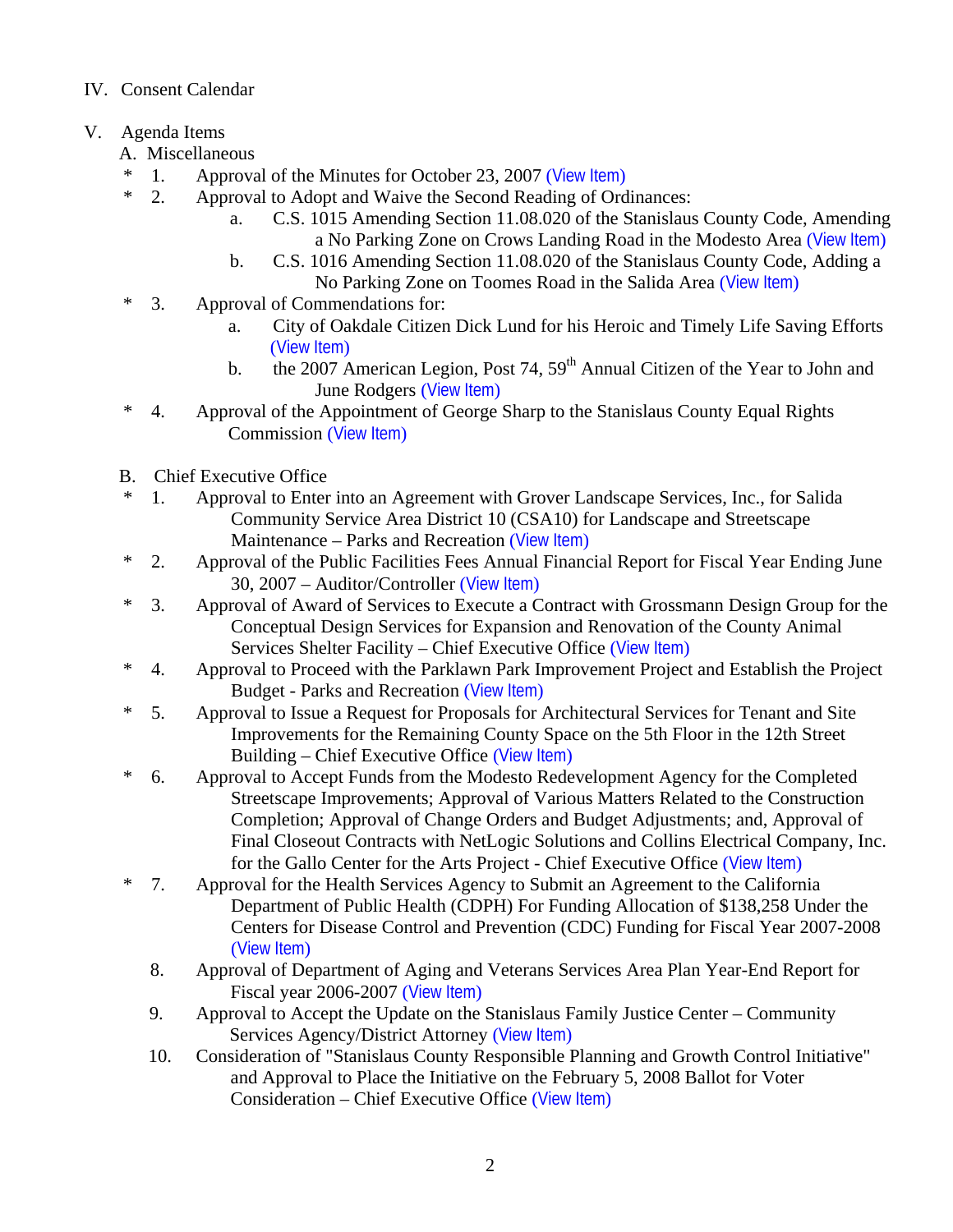IV. Consent Calendar

V. Agenda Items

A. Miscellaneous

- \* 1. Approval of the Minutes for October 23, 2007 (View Item)
- \* 2. Approval to Adopt and Waive the Second Reading of Ordinances:
  - a. C.S. 1015 Amending Section 11.08.020 of the Stanislaus County Code, Amending a No Parking Zone on Crows Landing Road in the Modesto Area (View Item)
  - b. C.S. 1016 Amending Section 11.08.020 of the Stanislaus County Code, Adding a No Parking Zone on Toomes Road in the Salida Area (View Item)
- \* 3. Approval of Commendations for:
  - a. City of Oakdale Citizen Dick Lund for his Heroic and Timely Life Saving Efforts (View Item)
  - b. the 2007 American Legion, Post 74, 59th Annual Citizen of the Year to John and June Rodgers (View Item)
- \* 4. Approval of the Appointment of George Sharp to the Stanislaus County Equal Rights Commission (View Item)

B. Chief Executive Office

- \* 1. Approval to Enter into an Agreement with Grover Landscape Services, Inc., for Salida Community Service Area District 10 (CSA10) for Landscape and Streetscape Maintenance – Parks and Recreation (View Item)
- \* 2. Approval of the Public Facilities Fees Annual Financial Report for Fiscal Year Ending June 30, 2007 – Auditor/Controller (View Item)
- \* 3. Approval of Award of Services to Execute a Contract with Grossmann Design Group for the Conceptual Design Services for Expansion and Renovation of the County Animal Services Shelter Facility – Chief Executive Office (View Item)
- \* 4. Approval to Proceed with the Parklawn Park Improvement Project and Establish the Project Budget - Parks and Recreation (View Item)
- \* 5. Approval to Issue a Request for Proposals for Architectural Services for Tenant and Site Improvements for the Remaining County Space on the 5th Floor in the 12th Street Building – Chief Executive Office (View Item)
- \* 6. Approval to Accept Funds from the Modesto Redevelopment Agency for the Completed Streetscape Improvements; Approval of Various Matters Related to the Construction Completion; Approval of Change Orders and Budget Adjustments; and, Approval of Final Closeout Contracts with NetLogic Solutions and Collins Electrical Company, Inc. for the Gallo Center for the Arts Project - Chief Executive Office (View Item)
- \* 7. Approval for the Health Services Agency to Submit an Agreement to the California Department of Public Health (CDPH) For Funding Allocation of $138,258 Under the Centers for Disease Control and Prevention (CDC) Funding for Fiscal Year 2007-2008 (View Item)
- 8. Approval of Department of Aging and Veterans Services Area Plan Year-End Report for Fiscal year 2006-2007 (View Item)
- 9. Approval to Accept the Update on the Stanislaus Family Justice Center – Community Services Agency/District Attorney (View Item)
- 10. Consideration of "Stanislaus County Responsible Planning and Growth Control Initiative" and Approval to Place the Initiative on the February 5, 2008 Ballot for Voter Consideration – Chief Executive Office (View Item)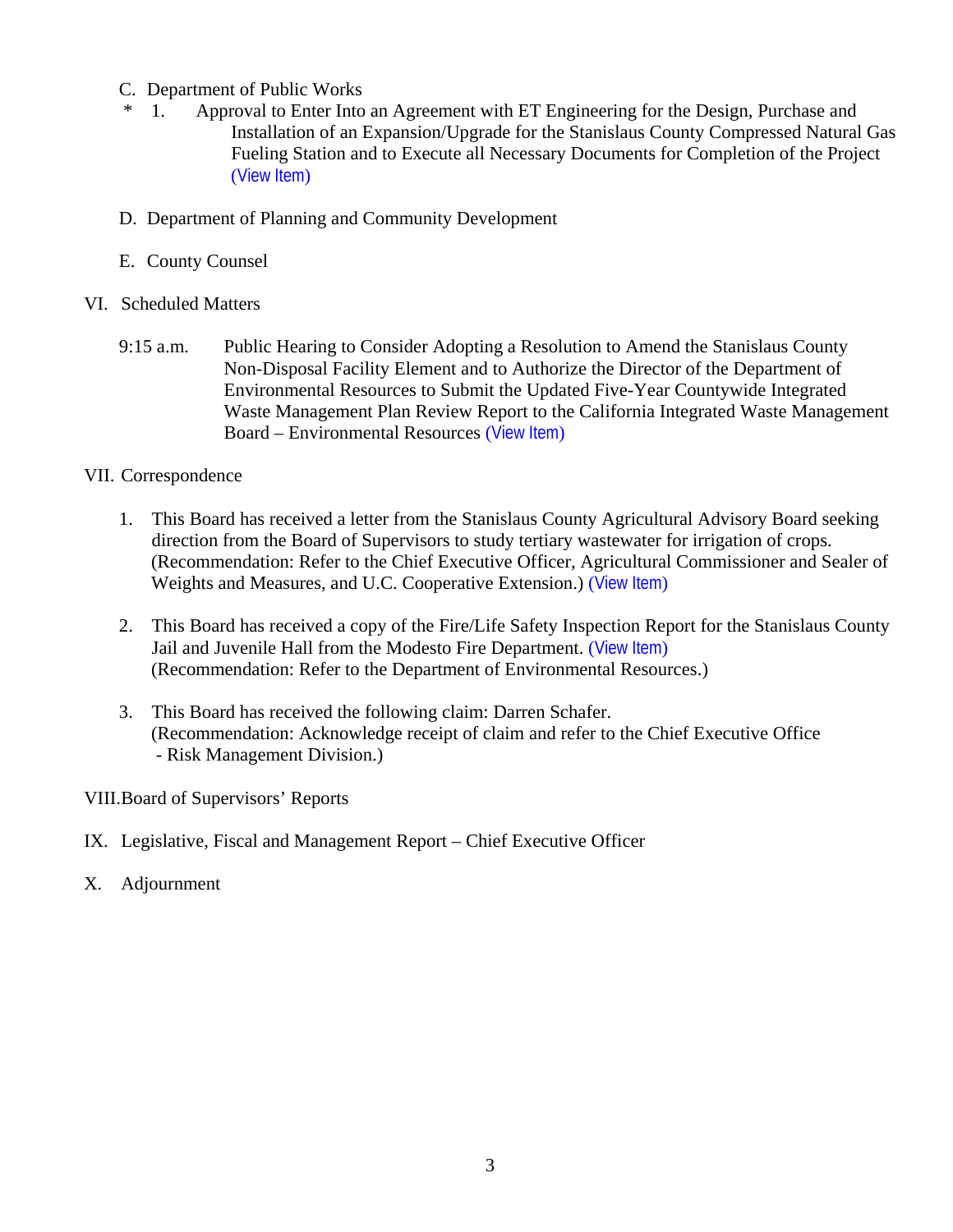C. Department of Public Works

\* 1. Approval to Enter Into an Agreement with ET Engineering for the Design, Purchase and Installation of an Expansion/Upgrade for the Stanislaus County Compressed Natural Gas Fueling Station and to Execute all Necessary Documents for Completion of the Project (View Item)

D. Department of Planning and Community Development

E. County Counsel

VI. Scheduled Matters

9:15 a.m. Public Hearing to Consider Adopting a Resolution to Amend the Stanislaus County Non-Disposal Facility Element and to Authorize the Director of the Department of Environmental Resources to Submit the Updated Five-Year Countywide Integrated Waste Management Plan Review Report to the California Integrated Waste Management Board – Environmental Resources (View Item)

VII. Correspondence

1. This Board has received a letter from the Stanislaus County Agricultural Advisory Board seeking direction from the Board of Supervisors to study tertiary wastewater for irrigation of crops. (Recommendation: Refer to the Chief Executive Officer, Agricultural Commissioner and Sealer of Weights and Measures, and U.C. Cooperative Extension.) (View Item)

2. This Board has received a copy of the Fire/Life Safety Inspection Report for the Stanislaus County Jail and Juvenile Hall from the Modesto Fire Department. (View Item) (Recommendation: Refer to the Department of Environmental Resources.)

3. This Board has received the following claim: Darren Schafer. (Recommendation: Acknowledge receipt of claim and refer to the Chief Executive Office - Risk Management Division.)

VIII. Board of Supervisors' Reports

IX. Legislative, Fiscal and Management Report – Chief Executive Officer

X. Adjournment